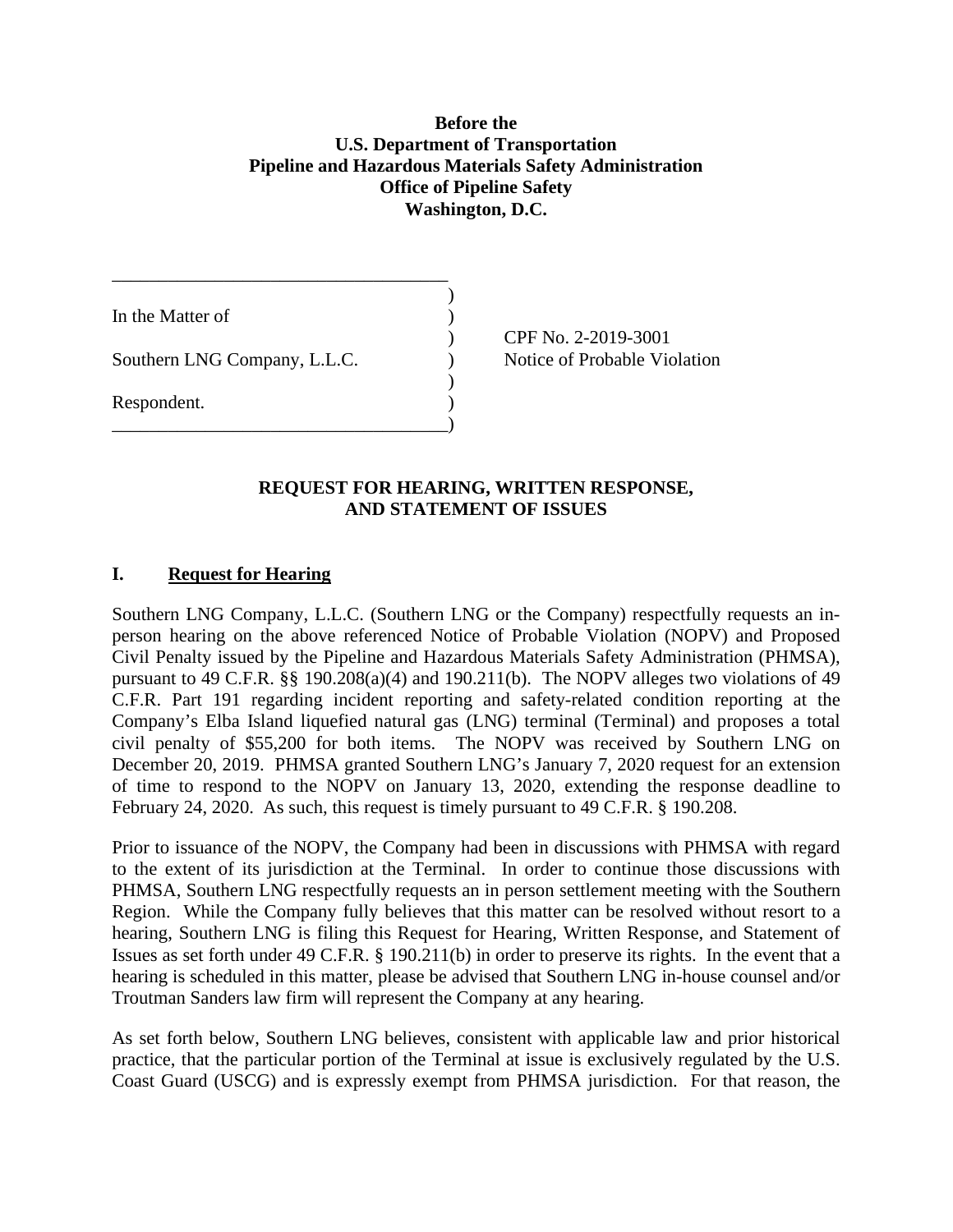**Before the**
**U.S. Department of Transportation**
**Pipeline and Hazardous Materials Safety Administration**
**Office of Pipeline Safety**
**Washington, D.C.**

| | |
|---|---|
| In the Matter of | CPF No. 2-2019-3001 |
| Southern LNG Company, L.L.C. | Notice of Probable Violation |
| Respondent. | |

## REQUEST FOR HEARING, WRITTEN RESPONSE, AND STATEMENT OF ISSUES

### I. Request for Hearing

Southern LNG Company, L.L.C. (Southern LNG or the Company) respectfully requests an in-person hearing on the above referenced Notice of Probable Violation (NOPV) and Proposed Civil Penalty issued by the Pipeline and Hazardous Materials Safety Administration (PHMSA), pursuant to 49 C.F.R. §§ 190.208(a)(4) and 190.211(b). The NOPV alleges two violations of 49 C.F.R. Part 191 regarding incident reporting and safety-related condition reporting at the Company's Elba Island liquefied natural gas (LNG) terminal (Terminal) and proposes a total civil penalty of $55,200 for both items. The NOPV was received by Southern LNG on December 20, 2019. PHMSA granted Southern LNG's January 7, 2020 request for an extension of time to respond to the NOPV on January 13, 2020, extending the response deadline to February 24, 2020. As such, this request is timely pursuant to 49 C.F.R. § 190.208.

Prior to issuance of the NOPV, the Company had been in discussions with PHMSA with regard to the extent of its jurisdiction at the Terminal. In order to continue those discussions with PHMSA, Southern LNG respectfully requests an in person settlement meeting with the Southern Region. While the Company fully believes that this matter can be resolved without resort to a hearing, Southern LNG is filing this Request for Hearing, Written Response, and Statement of Issues as set forth under 49 C.F.R. § 190.211(b) in order to preserve its rights. In the event that a hearing is scheduled in this matter, please be advised that Southern LNG in-house counsel and/or Troutman Sanders law firm will represent the Company at any hearing.

As set forth below, Southern LNG believes, consistent with applicable law and prior historical practice, that the particular portion of the Terminal at issue is exclusively regulated by the U.S. Coast Guard (USCG) and is expressly exempt from PHMSA jurisdiction. For that reason, the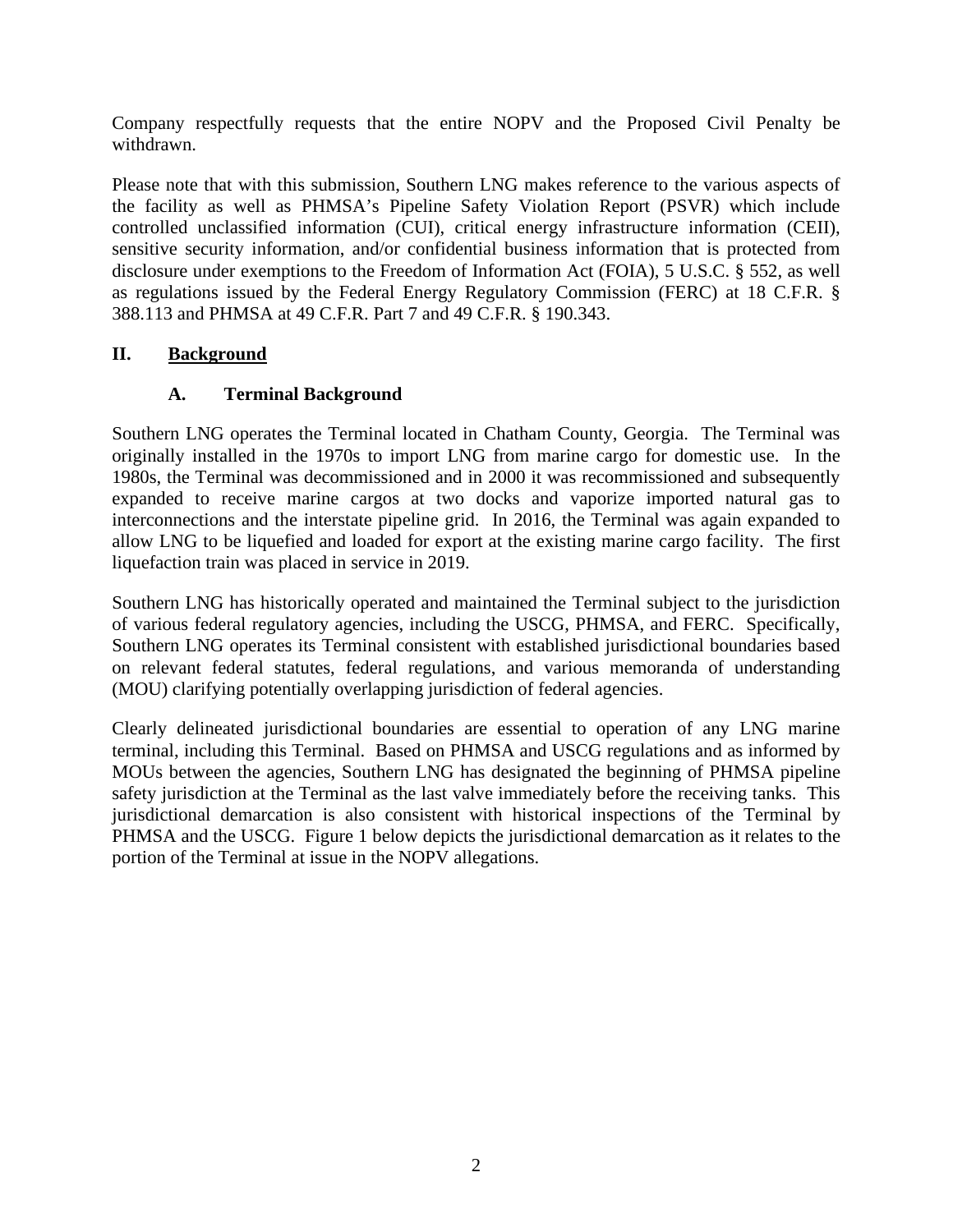Company respectfully requests that the entire NOPV and the Proposed Civil Penalty be withdrawn.

Please note that with this submission, Southern LNG makes reference to the various aspects of the facility as well as PHMSA's Pipeline Safety Violation Report (PSVR) which include controlled unclassified information (CUI), critical energy infrastructure information (CEII), sensitive security information, and/or confidential business information that is protected from disclosure under exemptions to the Freedom of Information Act (FOIA), 5 U.S.C. § 552, as well as regulations issued by the Federal Energy Regulatory Commission (FERC) at 18 C.F.R. § 388.113 and PHMSA at 49 C.F.R. Part 7 and 49 C.F.R. § 190.343.

## II. Background

### A. Terminal Background

Southern LNG operates the Terminal located in Chatham County, Georgia. The Terminal was originally installed in the 1970s to import LNG from marine cargo for domestic use. In the 1980s, the Terminal was decommissioned and in 2000 it was recommissioned and subsequently expanded to receive marine cargos at two docks and vaporize imported natural gas to interconnections and the interstate pipeline grid. In 2016, the Terminal was again expanded to allow LNG to be liquefied and loaded for export at the existing marine cargo facility. The first liquefaction train was placed in service in 2019.

Southern LNG has historically operated and maintained the Terminal subject to the jurisdiction of various federal regulatory agencies, including the USCG, PHMSA, and FERC. Specifically, Southern LNG operates its Terminal consistent with established jurisdictional boundaries based on relevant federal statutes, federal regulations, and various memoranda of understanding (MOU) clarifying potentially overlapping jurisdiction of federal agencies.

Clearly delineated jurisdictional boundaries are essential to operation of any LNG marine terminal, including this Terminal. Based on PHMSA and USCG regulations and as informed by MOUs between the agencies, Southern LNG has designated the beginning of PHMSA pipeline safety jurisdiction at the Terminal as the last valve immediately before the receiving tanks. This jurisdictional demarcation is also consistent with historical inspections of the Terminal by PHMSA and the USCG. Figure 1 below depicts the jurisdictional demarcation as it relates to the portion of the Terminal at issue in the NOPV allegations.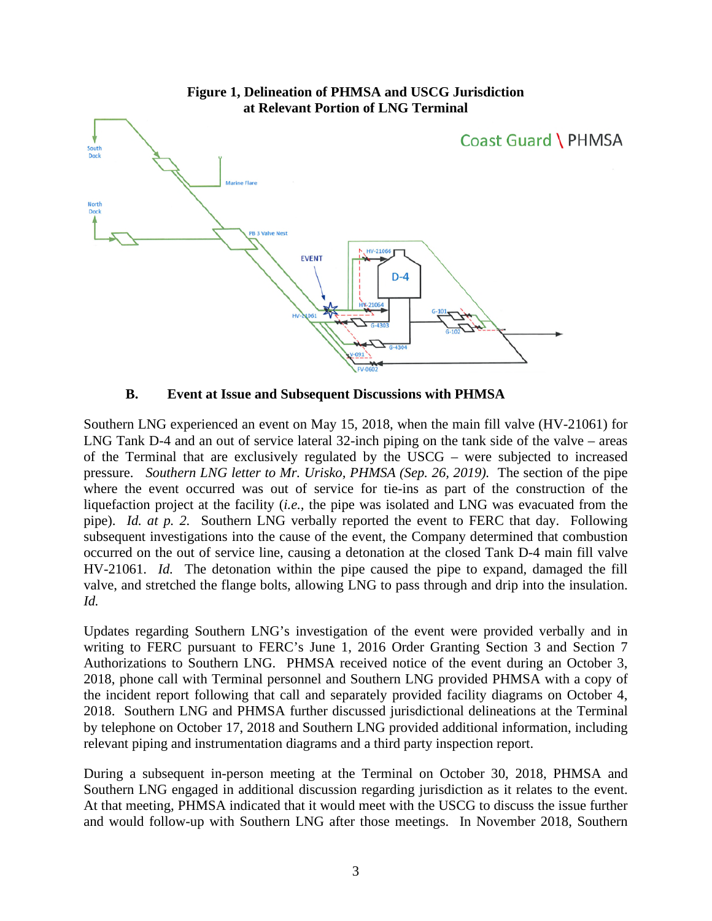**Figure 1, Delineation of PHMSA and USCG Jurisdiction at Relevant Portion of LNG Terminal**

### B. Event at Issue and Subsequent Discussions with PHMSA

Southern LNG experienced an event on May 15, 2018, when the main fill valve (HV-21061) for LNG Tank D-4 and an out of service lateral 32-inch piping on the tank side of the valve – areas of the Terminal that are exclusively regulated by the USCG – were subjected to increased pressure. *Southern LNG letter to Mr. Urisko, PHMSA (Sep. 26, 2019).* The section of the pipe where the event occurred was out of service for tie-ins as part of the construction of the liquefaction project at the facility (*i.e.*, the pipe was isolated and LNG was evacuated from the pipe). *Id. at p. 2.* Southern LNG verbally reported the event to FERC that day. Following subsequent investigations into the cause of the event, the Company determined that combustion occurred on the out of service line, causing a detonation at the closed Tank D-4 main fill valve HV-21061. *Id.* The detonation within the pipe caused the pipe to expand, damaged the fill valve, and stretched the flange bolts, allowing LNG to pass through and drip into the insulation. *Id.*

Updates regarding Southern LNG's investigation of the event were provided verbally and in writing to FERC pursuant to FERC's June 1, 2016 Order Granting Section 3 and Section 7 Authorizations to Southern LNG. PHMSA received notice of the event during an October 3, 2018, phone call with Terminal personnel and Southern LNG provided PHMSA with a copy of the incident report following that call and separately provided facility diagrams on October 4, 2018. Southern LNG and PHMSA further discussed jurisdictional delineations at the Terminal by telephone on October 17, 2018 and Southern LNG provided additional information, including relevant piping and instrumentation diagrams and a third party inspection report.

During a subsequent in-person meeting at the Terminal on October 30, 2018, PHMSA and Southern LNG engaged in additional discussion regarding jurisdiction as it relates to the event. At that meeting, PHMSA indicated that it would meet with the USCG to discuss the issue further and would follow-up with Southern LNG after those meetings. In November 2018, Southern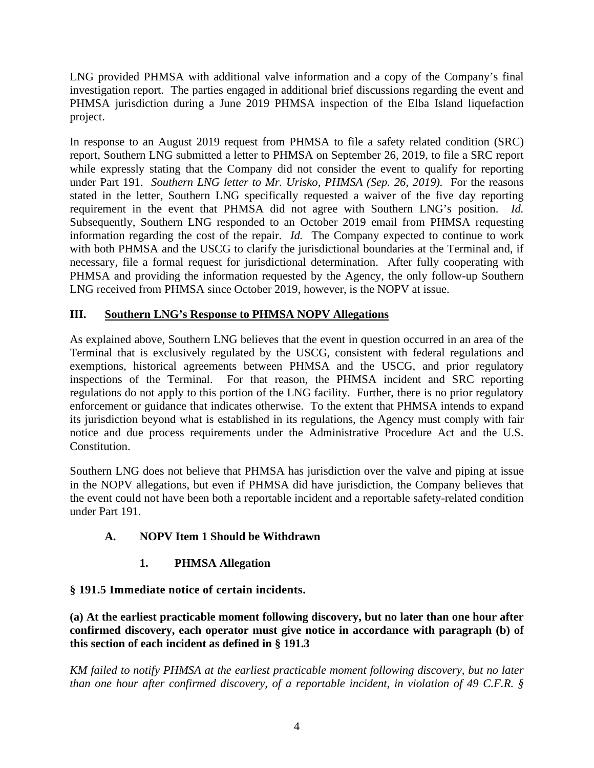LNG provided PHMSA with additional valve information and a copy of the Company's final investigation report. The parties engaged in additional brief discussions regarding the event and PHMSA jurisdiction during a June 2019 PHMSA inspection of the Elba Island liquefaction project.

In response to an August 2019 request from PHMSA to file a safety related condition (SRC) report, Southern LNG submitted a letter to PHMSA on September 26, 2019, to file a SRC report while expressly stating that the Company did not consider the event to qualify for reporting under Part 191. *Southern LNG letter to Mr. Urisko, PHMSA (Sep. 26, 2019).* For the reasons stated in the letter, Southern LNG specifically requested a waiver of the five day reporting requirement in the event that PHMSA did not agree with Southern LNG's position. *Id.* Subsequently, Southern LNG responded to an October 2019 email from PHMSA requesting information regarding the cost of the repair. *Id.* The Company expected to continue to work with both PHMSA and the USCG to clarify the jurisdictional boundaries at the Terminal and, if necessary, file a formal request for jurisdictional determination. After fully cooperating with PHMSA and providing the information requested by the Agency, the only follow-up Southern LNG received from PHMSA since October 2019, however, is the NOPV at issue.

## III. Southern LNG's Response to PHMSA NOPV Allegations

As explained above, Southern LNG believes that the event in question occurred in an area of the Terminal that is exclusively regulated by the USCG, consistent with federal regulations and exemptions, historical agreements between PHMSA and the USCG, and prior regulatory inspections of the Terminal. For that reason, the PHMSA incident and SRC reporting regulations do not apply to this portion of the LNG facility. Further, there is no prior regulatory enforcement or guidance that indicates otherwise. To the extent that PHMSA intends to expand its jurisdiction beyond what is established in its regulations, the Agency must comply with fair notice and due process requirements under the Administrative Procedure Act and the U.S. Constitution.

Southern LNG does not believe that PHMSA has jurisdiction over the valve and piping at issue in the NOPV allegations, but even if PHMSA did have jurisdiction, the Company believes that the event could not have been both a reportable incident and a reportable safety-related condition under Part 191.

### A. NOPV Item 1 Should be Withdrawn

#### 1. PHMSA Allegation

**§ 191.5 Immediate notice of certain incidents.**

**(a) At the earliest practicable moment following discovery, but no later than one hour after confirmed discovery, each operator must give notice in accordance with paragraph (b) of this section of each incident as defined in § 191.3**

*KM failed to notify PHMSA at the earliest practicable moment following discovery, but no later than one hour after confirmed discovery, of a reportable incident, in violation of 49 C.F.R. §*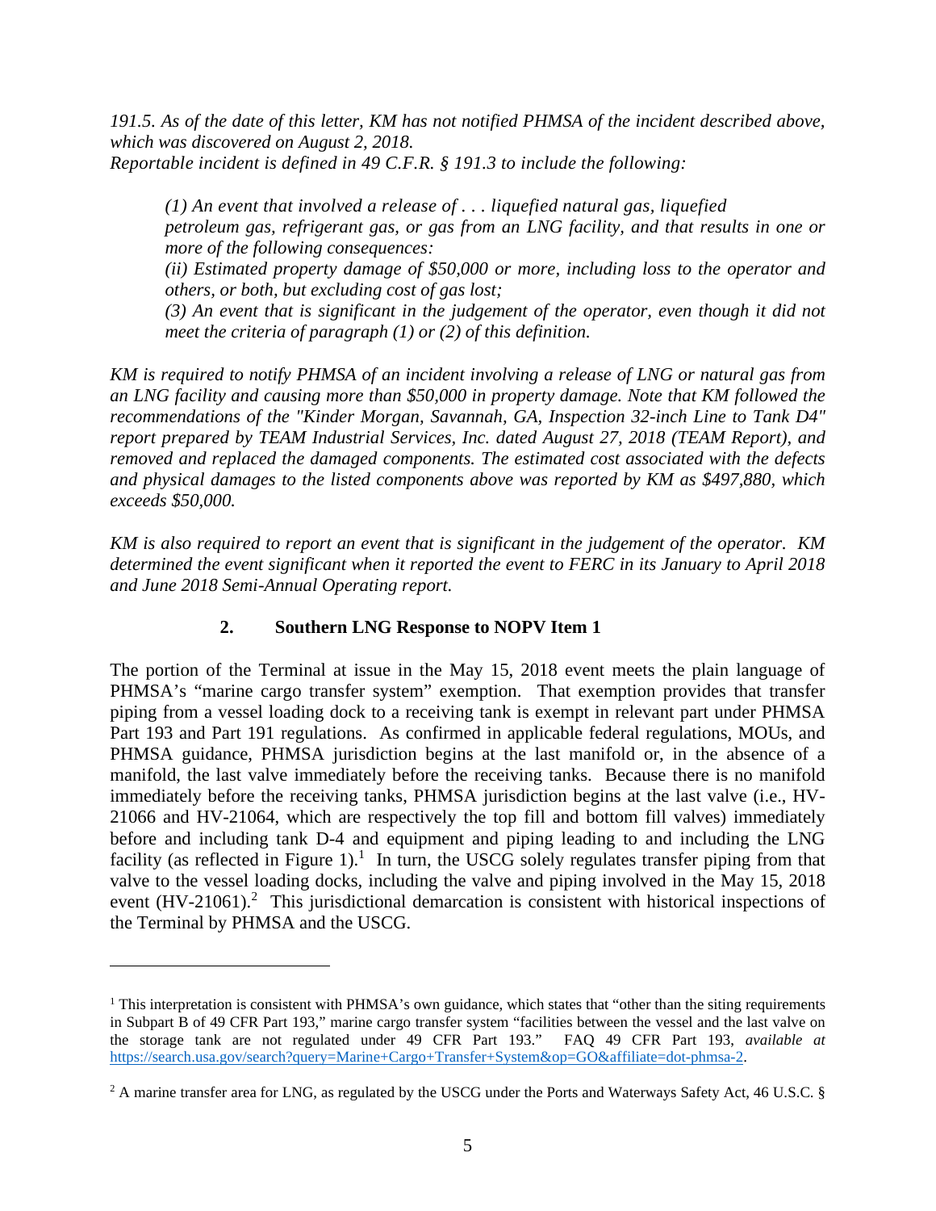*191.5. As of the date of this letter, KM has not notified PHMSA of the incident described above, which was discovered on August 2, 2018.*
*Reportable incident is defined in 49 C.F.R. § 191.3 to include the following:*

> *(1) An event that involved a release of . . . liquefied natural gas, liquefied petroleum gas, refrigerant gas, or gas from an LNG facility, and that results in one or more of the following consequences:*
> *(ii) Estimated property damage of $50,000 or more, including loss to the operator and others, or both, but excluding cost of gas lost;*
> *(3) An event that is significant in the judgement of the operator, even though it did not meet the criteria of paragraph (1) or (2) of this definition.*

*KM is required to notify PHMSA of an incident involving a release of LNG or natural gas from an LNG facility and causing more than $50,000 in property damage. Note that KM followed the recommendations of the "Kinder Morgan, Savannah, GA, Inspection 32-inch Line to Tank D4" report prepared by TEAM Industrial Services, Inc. dated August 27, 2018 (TEAM Report), and removed and replaced the damaged components. The estimated cost associated with the defects and physical damages to the listed components above was reported by KM as $497,880, which exceeds $50,000.*

*KM is also required to report an event that is significant in the judgement of the operator. KM determined the event significant when it reported the event to FERC in its January to April 2018 and June 2018 Semi-Annual Operating report.*

## 2. Southern LNG Response to NOPV Item 1

The portion of the Terminal at issue in the May 15, 2018 event meets the plain language of PHMSA's "marine cargo transfer system" exemption. That exemption provides that transfer piping from a vessel loading dock to a receiving tank is exempt in relevant part under PHMSA Part 193 and Part 191 regulations. As confirmed in applicable federal regulations, MOUs, and PHMSA guidance, PHMSA jurisdiction begins at the last manifold or, in the absence of a manifold, the last valve immediately before the receiving tanks. Because there is no manifold immediately before the receiving tanks, PHMSA jurisdiction begins at the last valve (i.e., HV-21066 and HV-21064, which are respectively the top fill and bottom fill valves) immediately before and including tank D-4 and equipment and piping leading to and including the LNG facility (as reflected in Figure 1).[1] In turn, the USCG solely regulates transfer piping from that valve to the vessel loading docks, including the valve and piping involved in the May 15, 2018 event (HV-21061).[2] This jurisdictional demarcation is consistent with historical inspections of the Terminal by PHMSA and the USCG.

---

[1] This interpretation is consistent with PHMSA's own guidance, which states that "other than the siting requirements in Subpart B of 49 CFR Part 193," marine cargo transfer system "facilities between the vessel and the last valve on the storage tank are not regulated under 49 CFR Part 193." FAQ 49 CFR Part 193, *available at* https://search.usa.gov/search?query=Marine+Cargo+Transfer+System&op=GO&affiliate=dot-phmsa-2.

[2] A marine transfer area for LNG, as regulated by the USCG under the Ports and Waterways Safety Act, 46 U.S.C. §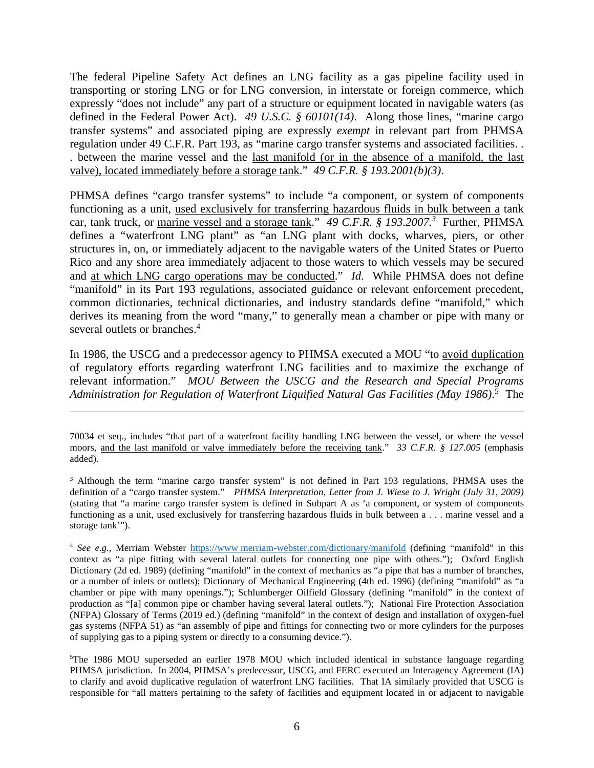The federal Pipeline Safety Act defines an LNG facility as a gas pipeline facility used in transporting or storing LNG or for LNG conversion, in interstate or foreign commerce, which expressly "does not include" any part of a structure or equipment located in navigable waters (as defined in the Federal Power Act). *49 U.S.C. § 60101(14)*. Along those lines, "marine cargo transfer systems" and associated piping are expressly *exempt* in relevant part from PHMSA regulation under 49 C.F.R. Part 193, as "marine cargo transfer systems and associated facilities. . . between the marine vessel and the <u>last manifold (or in the absence of a manifold, the last valve), located immediately before a storage tank</u>." *49 C.F.R. § 193.2001(b)(3)*.

PHMSA defines "cargo transfer systems" to include "a component, or system of components functioning as a unit, <u>used exclusively for transferring hazardous fluids in bulk between a</u> tank car, tank truck, or <u>marine vessel and a storage tank</u>." *49 C.F.R. § 193.2007.*[3] Further, PHMSA defines a "waterfront LNG plant" as "an LNG plant with docks, wharves, piers, or other structures in, on, or immediately adjacent to the navigable waters of the United States or Puerto Rico and any shore area immediately adjacent to those waters to which vessels may be secured and <u>at which LNG cargo operations may be conducted</u>." *Id*. While PHMSA does not define "manifold" in its Part 193 regulations, associated guidance or relevant enforcement precedent, common dictionaries, technical dictionaries, and industry standards define "manifold," which derives its meaning from the word "many," to generally mean a chamber or pipe with many or several outlets or branches.[4]

In 1986, the USCG and a predecessor agency to PHMSA executed a MOU "to <u>avoid duplication of regulatory efforts</u> regarding waterfront LNG facilities and to maximize the exchange of relevant information." *MOU Between the USCG and the Research and Special Programs Administration for Regulation of Waterfront Liquified Natural Gas Facilities (May 1986)*.[5] The

---

70034 et seq., includes "that part of a waterfront facility handling LNG between the vessel, or where the vessel moors, <u>and the last manifold or valve immediately before the receiving tank</u>." *33 C.F.R. § 127.005* (emphasis added).

[3] Although the term "marine cargo transfer system" is not defined in Part 193 regulations, PHMSA uses the definition of a "cargo transfer system." *PHMSA Interpretation, Letter from J. Wiese to J. Wright (July 31, 2009)* (stating that "a marine cargo transfer system is defined in Subpart A as 'a component, or system of components functioning as a unit, used exclusively for transferring hazardous fluids in bulk between a . . . marine vessel and a storage tank'").

[4] *See e.g.,* Merriam Webster https://www.merriam-webster.com/dictionary/manifold (defining "manifold" in this context as "a pipe fitting with several lateral outlets for connecting one pipe with others."); Oxford English Dictionary (2d ed. 1989) (defining "manifold" in the context of mechanics as "a pipe that has a number of branches, or a number of inlets or outlets); Dictionary of Mechanical Engineering (4th ed. 1996) (defining "manifold" as "a chamber or pipe with many openings."); Schlumberger Oilfield Glossary (defining "manifold" in the context of production as "[a] common pipe or chamber having several lateral outlets."); National Fire Protection Association (NFPA) Glossary of Terms (2019 ed.) (defining "manifold" in the context of design and installation of oxygen-fuel gas systems (NFPA 51) as "an assembly of pipe and fittings for connecting two or more cylinders for the purposes of supplying gas to a piping system or directly to a consuming device.").

[5] The 1986 MOU superseded an earlier 1978 MOU which included identical in substance language regarding PHMSA jurisdiction. In 2004, PHMSA's predecessor, USCG, and FERC executed an Interagency Agreement (IA) to clarify and avoid duplicative regulation of waterfront LNG facilities. That IA similarly provided that USCG is responsible for "all matters pertaining to the safety of facilities and equipment located in or adjacent to navigable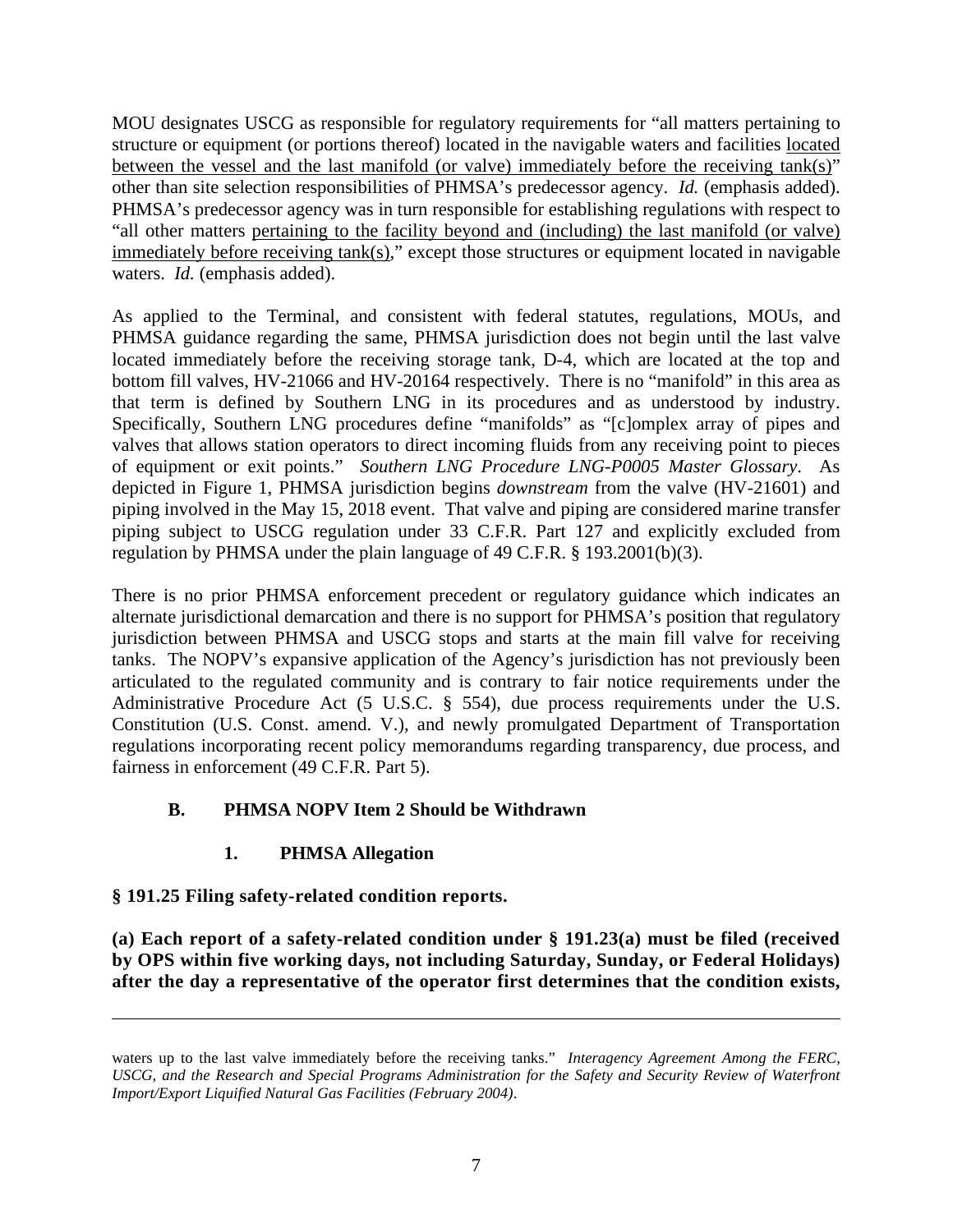MOU designates USCG as responsible for regulatory requirements for "all matters pertaining to structure or equipment (or portions thereof) located in the navigable waters and facilities located between the vessel and the last manifold (or valve) immediately before the receiving tank(s)" other than site selection responsibilities of PHMSA's predecessor agency. *Id.* (emphasis added). PHMSA's predecessor agency was in turn responsible for establishing regulations with respect to "all other matters pertaining to the facility beyond and (including) the last manifold (or valve) immediately before receiving tank(s)," except those structures or equipment located in navigable waters. *Id.* (emphasis added).

As applied to the Terminal, and consistent with federal statutes, regulations, MOUs, and PHMSA guidance regarding the same, PHMSA jurisdiction does not begin until the last valve located immediately before the receiving storage tank, D-4, which are located at the top and bottom fill valves, HV-21066 and HV-20164 respectively. There is no "manifold" in this area as that term is defined by Southern LNG in its procedures and as understood by industry. Specifically, Southern LNG procedures define "manifolds" as "[c]omplex array of pipes and valves that allows station operators to direct incoming fluids from any receiving point to pieces of equipment or exit points." *Southern LNG Procedure LNG-P0005 Master Glossary*. As depicted in Figure 1, PHMSA jurisdiction begins *downstream* from the valve (HV-21601) and piping involved in the May 15, 2018 event. That valve and piping are considered marine transfer piping subject to USCG regulation under 33 C.F.R. Part 127 and explicitly excluded from regulation by PHMSA under the plain language of 49 C.F.R. § 193.2001(b)(3).

There is no prior PHMSA enforcement precedent or regulatory guidance which indicates an alternate jurisdictional demarcation and there is no support for PHMSA's position that regulatory jurisdiction between PHMSA and USCG stops and starts at the main fill valve for receiving tanks. The NOPV's expansive application of the Agency's jurisdiction has not previously been articulated to the regulated community and is contrary to fair notice requirements under the Administrative Procedure Act (5 U.S.C. § 554), due process requirements under the U.S. Constitution (U.S. Const. amend. V.), and newly promulgated Department of Transportation regulations incorporating recent policy memorandums regarding transparency, due process, and fairness in enforcement (49 C.F.R. Part 5).

### B. PHMSA NOPV Item 2 Should be Withdrawn

#### 1. PHMSA Allegation

**§ 191.25 Filing safety-related condition reports.**

**(a) Each report of a safety-related condition under § 191.23(a) must be filed (received by OPS within five working days, not including Saturday, Sunday, or Federal Holidays) after the day a representative of the operator first determines that the condition exists,**

---

waters up to the last valve immediately before the receiving tanks." *Interagency Agreement Among the FERC, USCG, and the Research and Special Programs Administration for the Safety and Security Review of Waterfront Import/Export Liquified Natural Gas Facilities (February 2004)*.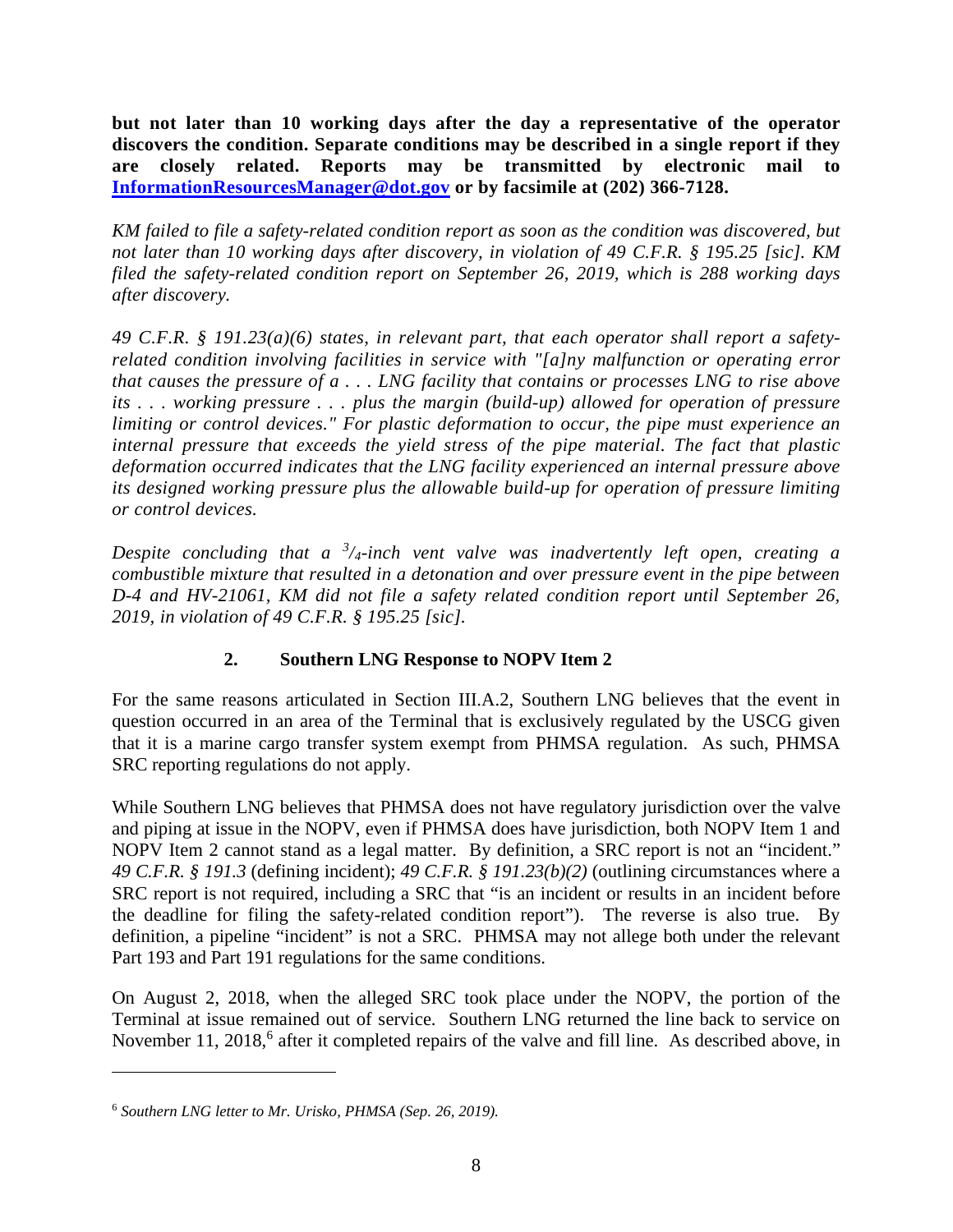**but not later than 10 working days after the day a representative of the operator discovers the condition. Separate conditions may be described in a single report if they are closely related. Reports may be transmitted by electronic mail to [InformationResourcesManager@dot.gov](mailto:InformationResourcesManager@dot.gov) or by facsimile at (202) 366-7128.**

*KM failed to file a safety-related condition report as soon as the condition was discovered, but not later than 10 working days after discovery, in violation of 49 C.F.R. § 195.25 [sic]. KM filed the safety-related condition report on September 26, 2019, which is 288 working days after discovery.*

*49 C.F.R. § 191.23(a)(6) states, in relevant part, that each operator shall report a safety-related condition involving facilities in service with "[a]ny malfunction or operating error that causes the pressure of a . . . LNG facility that contains or processes LNG to rise above its . . . working pressure . . . plus the margin (build-up) allowed for operation of pressure limiting or control devices." For plastic deformation to occur, the pipe must experience an internal pressure that exceeds the yield stress of the pipe material. The fact that plastic deformation occurred indicates that the LNG facility experienced an internal pressure above its designed working pressure plus the allowable build-up for operation of pressure limiting or control devices.*

*Despite concluding that a 3/4-inch vent valve was inadvertently left open, creating a combustible mixture that resulted in a detonation and over pressure event in the pipe between D-4 and HV-21061, KM did not file a safety related condition report until September 26, 2019, in violation of 49 C.F.R. § 195.25 [sic].*

### 2. Southern LNG Response to NOPV Item 2

For the same reasons articulated in Section III.A.2, Southern LNG believes that the event in question occurred in an area of the Terminal that is exclusively regulated by the USCG given that it is a marine cargo transfer system exempt from PHMSA regulation. As such, PHMSA SRC reporting regulations do not apply.

While Southern LNG believes that PHMSA does not have regulatory jurisdiction over the valve and piping at issue in the NOPV, even if PHMSA does have jurisdiction, both NOPV Item 1 and NOPV Item 2 cannot stand as a legal matter. By definition, a SRC report is not an "incident." *49 C.F.R. § 191.3* (defining incident); *49 C.F.R. § 191.23(b)(2)* (outlining circumstances where a SRC report is not required, including a SRC that "is an incident or results in an incident before the deadline for filing the safety-related condition report"). The reverse is also true. By definition, a pipeline "incident" is not a SRC. PHMSA may not allege both under the relevant Part 193 and Part 191 regulations for the same conditions.

On August 2, 2018, when the alleged SRC took place under the NOPV, the portion of the Terminal at issue remained out of service. Southern LNG returned the line back to service on November 11, 2018,[6] after it completed repairs of the valve and fill line. As described above, in

[6] *Southern LNG letter to Mr. Urisko, PHMSA (Sep. 26, 2019).*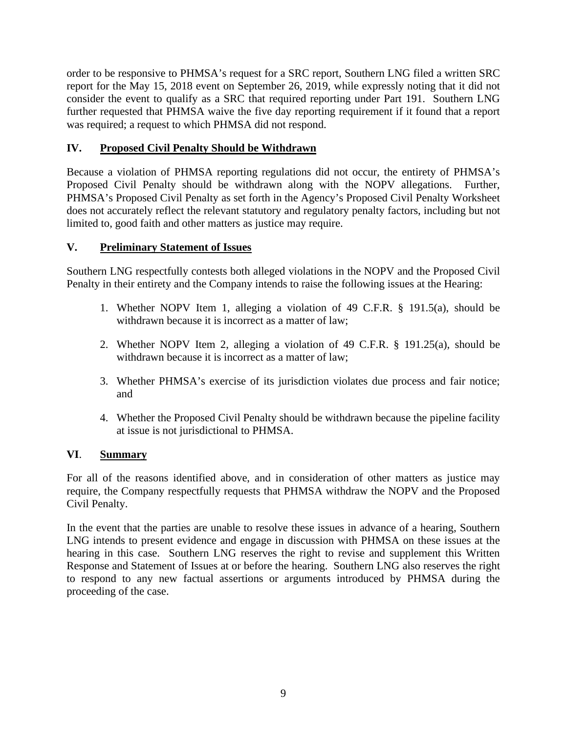order to be responsive to PHMSA's request for a SRC report, Southern LNG filed a written SRC report for the May 15, 2018 event on September 26, 2019, while expressly noting that it did not consider the event to qualify as a SRC that required reporting under Part 191. Southern LNG further requested that PHMSA waive the five day reporting requirement if it found that a report was required; a request to which PHMSA did not respond.

## IV. <u>Proposed Civil Penalty Should be Withdrawn</u>

Because a violation of PHMSA reporting regulations did not occur, the entirety of PHMSA's Proposed Civil Penalty should be withdrawn along with the NOPV allegations. Further, PHMSA's Proposed Civil Penalty as set forth in the Agency's Proposed Civil Penalty Worksheet does not accurately reflect the relevant statutory and regulatory penalty factors, including but not limited to, good faith and other matters as justice may require.

## V. <u>Preliminary Statement of Issues</u>

Southern LNG respectfully contests both alleged violations in the NOPV and the Proposed Civil Penalty in their entirety and the Company intends to raise the following issues at the Hearing:

1. Whether NOPV Item 1, alleging a violation of 49 C.F.R. § 191.5(a), should be withdrawn because it is incorrect as a matter of law;
2. Whether NOPV Item 2, alleging a violation of 49 C.F.R. § 191.25(a), should be withdrawn because it is incorrect as a matter of law;
3. Whether PHMSA's exercise of its jurisdiction violates due process and fair notice; and
4. Whether the Proposed Civil Penalty should be withdrawn because the pipeline facility at issue is not jurisdictional to PHMSA.

## VI. <u>Summary</u>

For all of the reasons identified above, and in consideration of other matters as justice may require, the Company respectfully requests that PHMSA withdraw the NOPV and the Proposed Civil Penalty.

In the event that the parties are unable to resolve these issues in advance of a hearing, Southern LNG intends to present evidence and engage in discussion with PHMSA on these issues at the hearing in this case. Southern LNG reserves the right to revise and supplement this Written Response and Statement of Issues at or before the hearing. Southern LNG also reserves the right to respond to any new factual assertions or arguments introduced by PHMSA during the proceeding of the case.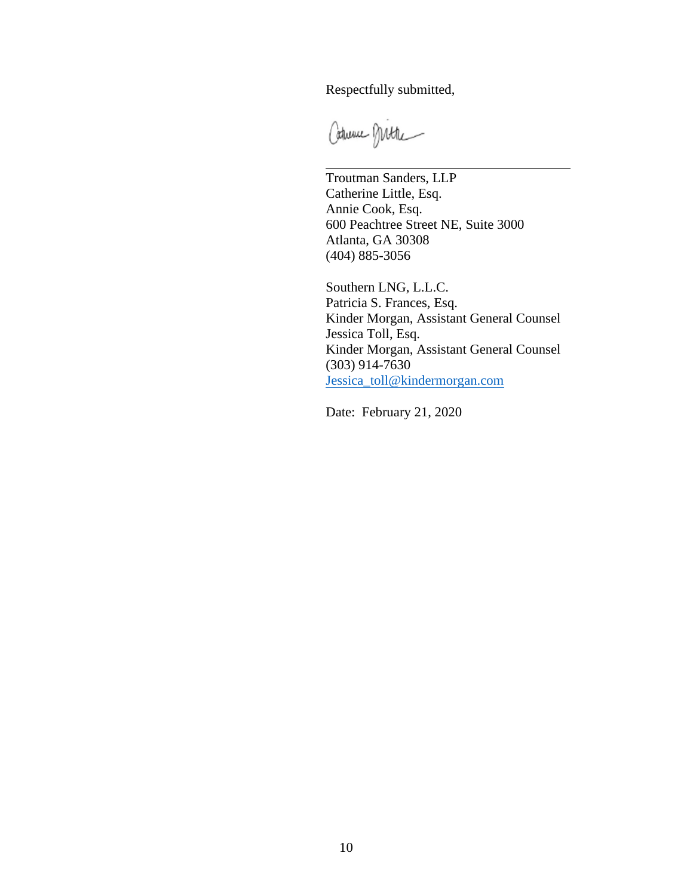Respectfully submitted,

Troutman Sanders, LLP
Catherine Little, Esq.
Annie Cook, Esq.
600 Peachtree Street NE, Suite 3000
Atlanta, GA 30308
(404) 885-3056

Southern LNG, L.L.C.
Patricia S. Frances, Esq.
Kinder Morgan, Assistant General Counsel
Jessica Toll, Esq.
Kinder Morgan, Assistant General Counsel
(303) 914-7630
Jessica_toll@kindermorgan.com

Date: February 21, 2020